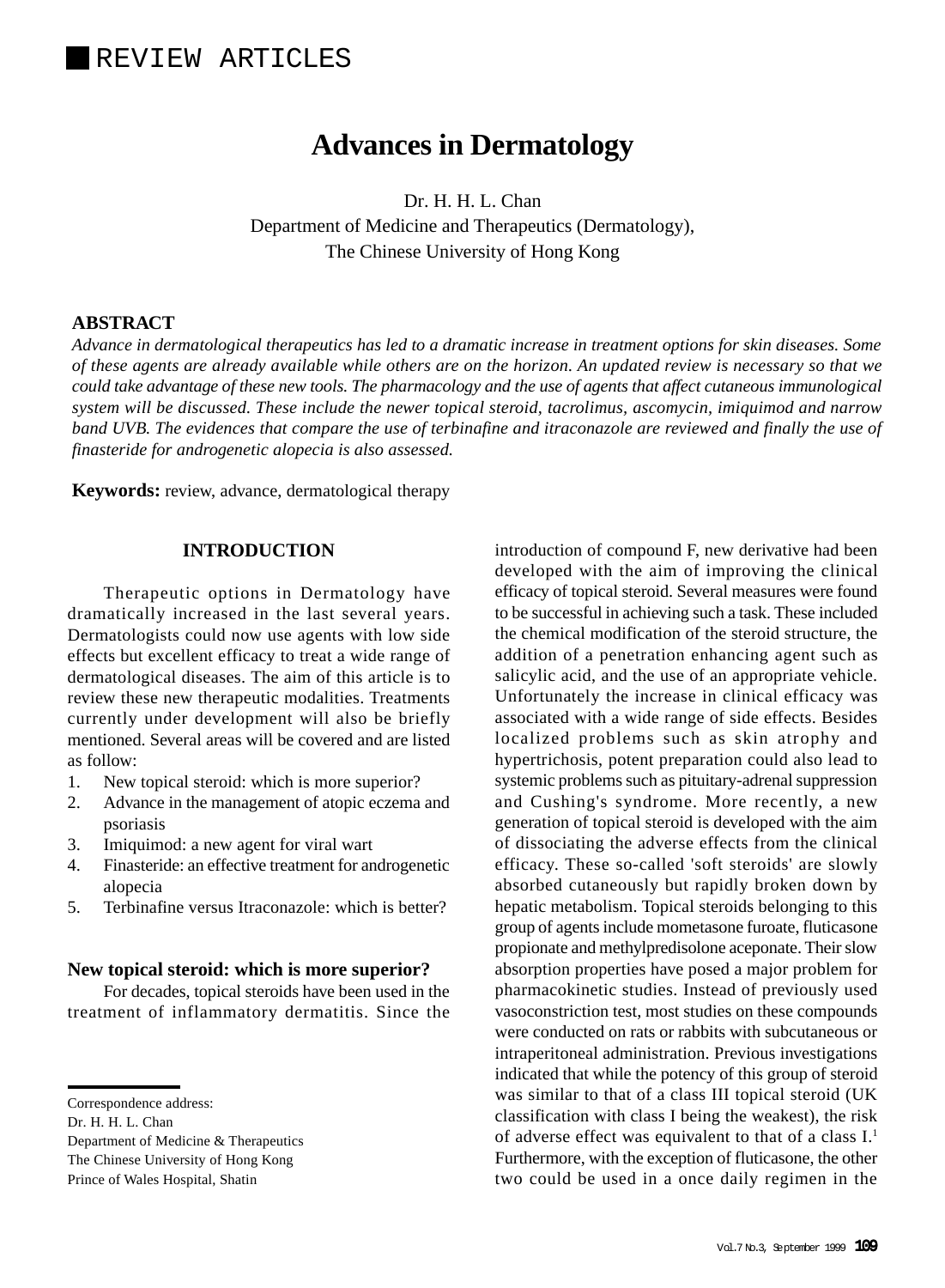REVIEW ARTICLES

# Advances in Dermatology

Dr. H. H. L. Chan
Department of Medicine and Therapeutics (Dermatology),
The Chinese University of Hong Kong

## ABSTRACT

*Advance in dermatological therapeutics has led to a dramatic increase in treatment options for skin diseases. Some of these agents are already available while others are on the horizon. An updated review is necessary so that we could take advantage of these new tools. The pharmacology and the use of agents that affect cutaneous immunological system will be discussed. These include the newer topical steroid, tacrolimus, ascomycin, imiquimod and narrow band UVB. The evidences that compare the use of terbinafine and itraconazole are reviewed and finally the use of finasteride for androgenetic alopecia is also assessed.*

**Keywords:** review, advance, dermatological therapy

## INTRODUCTION

Therapeutic options in Dermatology have dramatically increased in the last several years. Dermatologists could now use agents with low side effects but excellent efficacy to treat a wide range of dermatological diseases. The aim of this article is to review these new therapeutic modalities. Treatments currently under development will also be briefly mentioned. Several areas will be covered and are listed as follow:

1. New topical steroid: which is more superior?
2. Advance in the management of atopic eczema and psoriasis
3. Imiquimod: a new agent for viral wart
4. Finasteride: an effective treatment for androgenetic alopecia
5. Terbinafine versus Itraconazole: which is better?

### New topical steroid: which is more superior?

For decades, topical steroids have been used in the treatment of inflammatory dermatitis. Since the introduction of compound F, new derivative had been developed with the aim of improving the clinical efficacy of topical steroid. Several measures were found to be successful in achieving such a task. These included the chemical modification of the steroid structure, the addition of a penetration enhancing agent such as salicylic acid, and the use of an appropriate vehicle. Unfortunately the increase in clinical efficacy was associated with a wide range of side effects. Besides localized problems such as skin atrophy and hypertrichosis, potent preparation could also lead to systemic problems such as pituitary-adrenal suppression and Cushing's syndrome. More recently, a new generation of topical steroid is developed with the aim of dissociating the adverse effects from the clinical efficacy. These so-called 'soft steroids' are slowly absorbed cutaneously but rapidly broken down by hepatic metabolism. Topical steroids belonging to this group of agents include mometasone furoate, fluticasone propionate and methylpredisolone aceponate. Their slow absorption properties have posed a major problem for pharmacokinetic studies. Instead of previously used vasoconstriction test, most studies on these compounds were conducted on rats or rabbits with subcutaneous or intraperitoneal administration. Previous investigations indicated that while the potency of this group of steroid was similar to that of a class III topical steroid (UK classification with class I being the weakest), the risk of adverse effect was equivalent to that of a class I.[1] Furthermore, with the exception of fluticasone, the other two could be used in a once daily regimen in the

---

Correspondence address:
Dr. H. H. L. Chan
Department of Medicine & Therapeutics
The Chinese University of Hong Kong
Prince of Wales Hospital, Shatin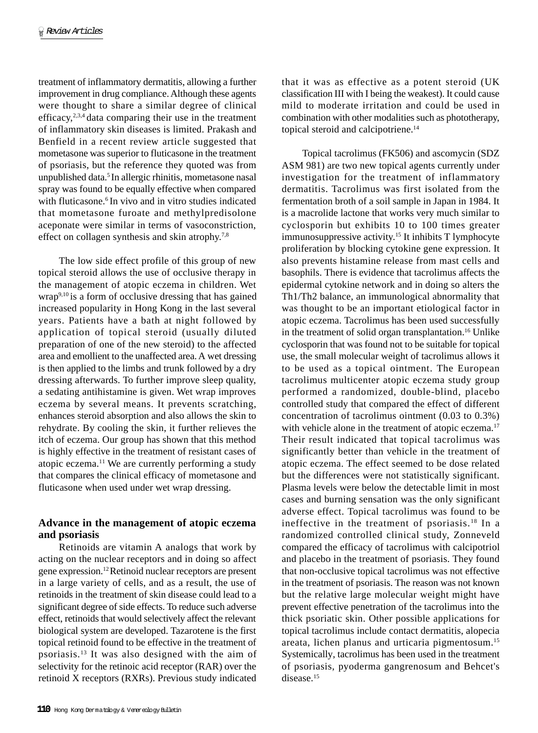treatment of inflammatory dermatitis, allowing a further improvement in drug compliance. Although these agents were thought to share a similar degree of clinical efficacy,[2,3,4] data comparing their use in the treatment of inflammatory skin diseases is limited. Prakash and Benfield in a recent review article suggested that mometasone was superior to fluticasone in the treatment of psoriasis, but the reference they quoted was from unpublished data.[5] In allergic rhinitis, mometasone nasal spray was found to be equally effective when compared with fluticasone.[6] In vivo and in vitro studies indicated that mometasone furoate and methylpredisolone aceponate were similar in terms of vasoconstriction, effect on collagen synthesis and skin atrophy.[7,8]

The low side effect profile of this group of new topical steroid allows the use of occlusive therapy in the management of atopic eczema in children. Wet wrap[9,10] is a form of occlusive dressing that has gained increased popularity in Hong Kong in the last several years. Patients have a bath at night followed by application of topical steroid (usually diluted preparation of one of the new steroid) to the affected area and emollient to the unaffected area. A wet dressing is then applied to the limbs and trunk followed by a dry dressing afterwards. To further improve sleep quality, a sedating antihistamine is given. Wet wrap improves eczema by several means. It prevents scratching, enhances steroid absorption and also allows the skin to rehydrate. By cooling the skin, it further relieves the itch of eczema. Our group has shown that this method is highly effective in the treatment of resistant cases of atopic eczema.[11] We are currently performing a study that compares the clinical efficacy of mometasone and fluticasone when used under wet wrap dressing.

## Advance in the management of atopic eczema and psoriasis

Retinoids are vitamin A analogs that work by acting on the nuclear receptors and in doing so affect gene expression.[12] Retinoid nuclear receptors are present in a large variety of cells, and as a result, the use of retinoids in the treatment of skin disease could lead to a significant degree of side effects. To reduce such adverse effect, retinoids that would selectively affect the relevant biological system are developed. Tazarotene is the first topical retinoid found to be effective in the treatment of psoriasis.[13] It was also designed with the aim of selectivity for the retinoic acid receptor (RAR) over the retinoid X receptors (RXRs). Previous study indicated that it was as effective as a potent steroid (UK classification III with I being the weakest). It could cause mild to moderate irritation and could be used in combination with other modalities such as phototherapy, topical steroid and calcipotriene.[14]

Topical tacrolimus (FK506) and ascomycin (SDZ ASM 981) are two new topical agents currently under investigation for the treatment of inflammatory dermatitis. Tacrolimus was first isolated from the fermentation broth of a soil sample in Japan in 1984. It is a macrolide lactone that works very much similar to cyclosporin but exhibits 10 to 100 times greater immunosuppressive activity.[15] It inhibits T lymphocyte proliferation by blocking cytokine gene expression. It also prevents histamine release from mast cells and basophils. There is evidence that tacrolimus affects the epidermal cytokine network and in doing so alters the Th1/Th2 balance, an immunological abnormality that was thought to be an important etiological factor in atopic eczema. Tacrolimus has been used successfully in the treatment of solid organ transplantation.[16] Unlike cyclosporin that was found not to be suitable for topical use, the small molecular weight of tacrolimus allows it to be used as a topical ointment. The European tacrolimus multicenter atopic eczema study group performed a randomized, double-blind, placebo controlled study that compared the effect of different concentration of tacrolimus ointment (0.03 to 0.3%) with vehicle alone in the treatment of atopic eczema.[17] Their result indicated that topical tacrolimus was significantly better than vehicle in the treatment of atopic eczema. The effect seemed to be dose related but the differences were not statistically significant. Plasma levels were below the detectable limit in most cases and burning sensation was the only significant adverse effect. Topical tacrolimus was found to be ineffective in the treatment of psoriasis.[18] In a randomized controlled clinical study, Zonneveld compared the efficacy of tacrolimus with calcipotriol and placebo in the treatment of psoriasis. They found that non-occlusive topical tacrolimus was not effective in the treatment of psoriasis. The reason was not known but the relative large molecular weight might have prevent effective penetration of the tacrolimus into the thick psoriatic skin. Other possible applications for topical tacrolimus include contact dermatitis, alopecia areata, lichen planus and urticaria pigmentosum.[15] Systemically, tacrolimus has been used in the treatment of psoriasis, pyoderma gangrenosum and Behcet's disease.[15]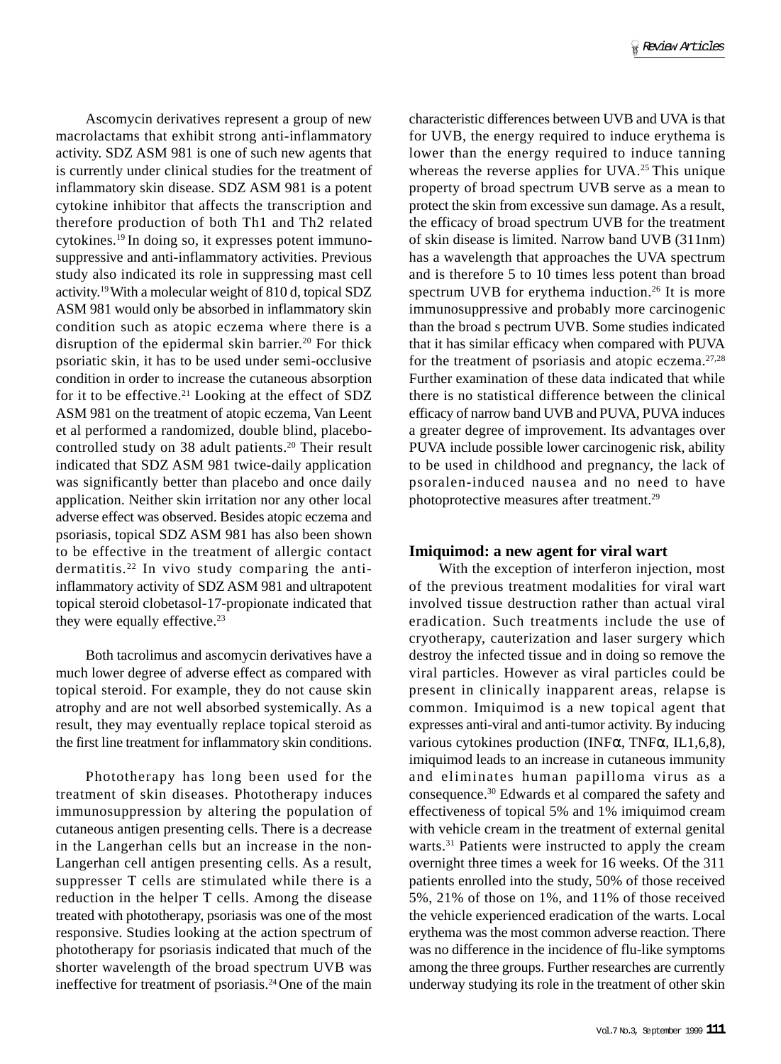Ascomycin derivatives represent a group of new macrolactams that exhibit strong anti-inflammatory activity. SDZ ASM 981 is one of such new agents that is currently under clinical studies for the treatment of inflammatory skin disease. SDZ ASM 981 is a potent cytokine inhibitor that affects the transcription and therefore production of both Th1 and Th2 related cytokines.[19] In doing so, it expresses potent immunosuppressive and anti-inflammatory activities. Previous study also indicated its role in suppressing mast cell activity.[19] With a molecular weight of 810 d, topical SDZ ASM 981 would only be absorbed in inflammatory skin condition such as atopic eczema where there is a disruption of the epidermal skin barrier.[20] For thick psoriatic skin, it has to be used under semi-occlusive condition in order to increase the cutaneous absorption for it to be effective.[21] Looking at the effect of SDZ ASM 981 on the treatment of atopic eczema, Van Leent et al performed a randomized, double blind, placebo-controlled study on 38 adult patients.[20] Their result indicated that SDZ ASM 981 twice-daily application was significantly better than placebo and once daily application. Neither skin irritation nor any other local adverse effect was observed. Besides atopic eczema and psoriasis, topical SDZ ASM 981 has also been shown to be effective in the treatment of allergic contact dermatitis.[22] In vivo study comparing the anti-inflammatory activity of SDZ ASM 981 and ultrapotent topical steroid clobetasol-17-propionate indicated that they were equally effective.[23]

Both tacrolimus and ascomycin derivatives have a much lower degree of adverse effect as compared with topical steroid. For example, they do not cause skin atrophy and are not well absorbed systemically. As a result, they may eventually replace topical steroid as the first line treatment for inflammatory skin conditions.

Phototherapy has long been used for the treatment of skin diseases. Phototherapy induces immunosuppression by altering the population of cutaneous antigen presenting cells. There is a decrease in the Langerhan cells but an increase in the non-Langerhan cell antigen presenting cells. As a result, suppresser T cells are stimulated while there is a reduction in the helper T cells. Among the disease treated with phototherapy, psoriasis was one of the most responsive. Studies looking at the action spectrum of phototherapy for psoriasis indicated that much of the shorter wavelength of the broad spectrum UVB was ineffective for treatment of psoriasis.[24] One of the main characteristic differences between UVB and UVA is that for UVB, the energy required to induce erythema is lower than the energy required to induce tanning whereas the reverse applies for UVA.[25] This unique property of broad spectrum UVB serve as a mean to protect the skin from excessive sun damage. As a result, the efficacy of broad spectrum UVB for the treatment of skin disease is limited. Narrow band UVB (311nm) has a wavelength that approaches the UVA spectrum and is therefore 5 to 10 times less potent than broad spectrum UVB for erythema induction.[26] It is more immunosuppressive and probably more carcinogenic than the broad s pectrum UVB. Some studies indicated that it has similar efficacy when compared with PUVA for the treatment of psoriasis and atopic eczema.[27,28] Further examination of these data indicated that while there is no statistical difference between the clinical efficacy of narrow band UVB and PUVA, PUVA induces a greater degree of improvement. Its advantages over PUVA include possible lower carcinogenic risk, ability to be used in childhood and pregnancy, the lack of psoralen-induced nausea and no need to have photoprotective measures after treatment.[29]

**Imiquimod: a new agent for viral wart**

With the exception of interferon injection, most of the previous treatment modalities for viral wart involved tissue destruction rather than actual viral eradication. Such treatments include the use of cryotherapy, cauterization and laser surgery which destroy the infected tissue and in doing so remove the viral particles. However as viral particles could be present in clinically inapparent areas, relapse is common. Imiquimod is a new topical agent that expresses anti-viral and anti-tumor activity. By inducing various cytokines production (INF$\alpha$, TNF$\alpha$, IL1,6,8), imiquimod leads to an increase in cutaneous immunity and eliminates human papilloma virus as a consequence.[30] Edwards et al compared the safety and effectiveness of topical 5% and 1% imiquimod cream with vehicle cream in the treatment of external genital warts.[31] Patients were instructed to apply the cream overnight three times a week for 16 weeks. Of the 311 patients enrolled into the study, 50% of those received 5%, 21% of those on 1%, and 11% of those received the vehicle experienced eradication of the warts. Local erythema was the most common adverse reaction. There was no difference in the incidence of flu-like symptoms among the three groups. Further researches are currently underway studying its role in the treatment of other skin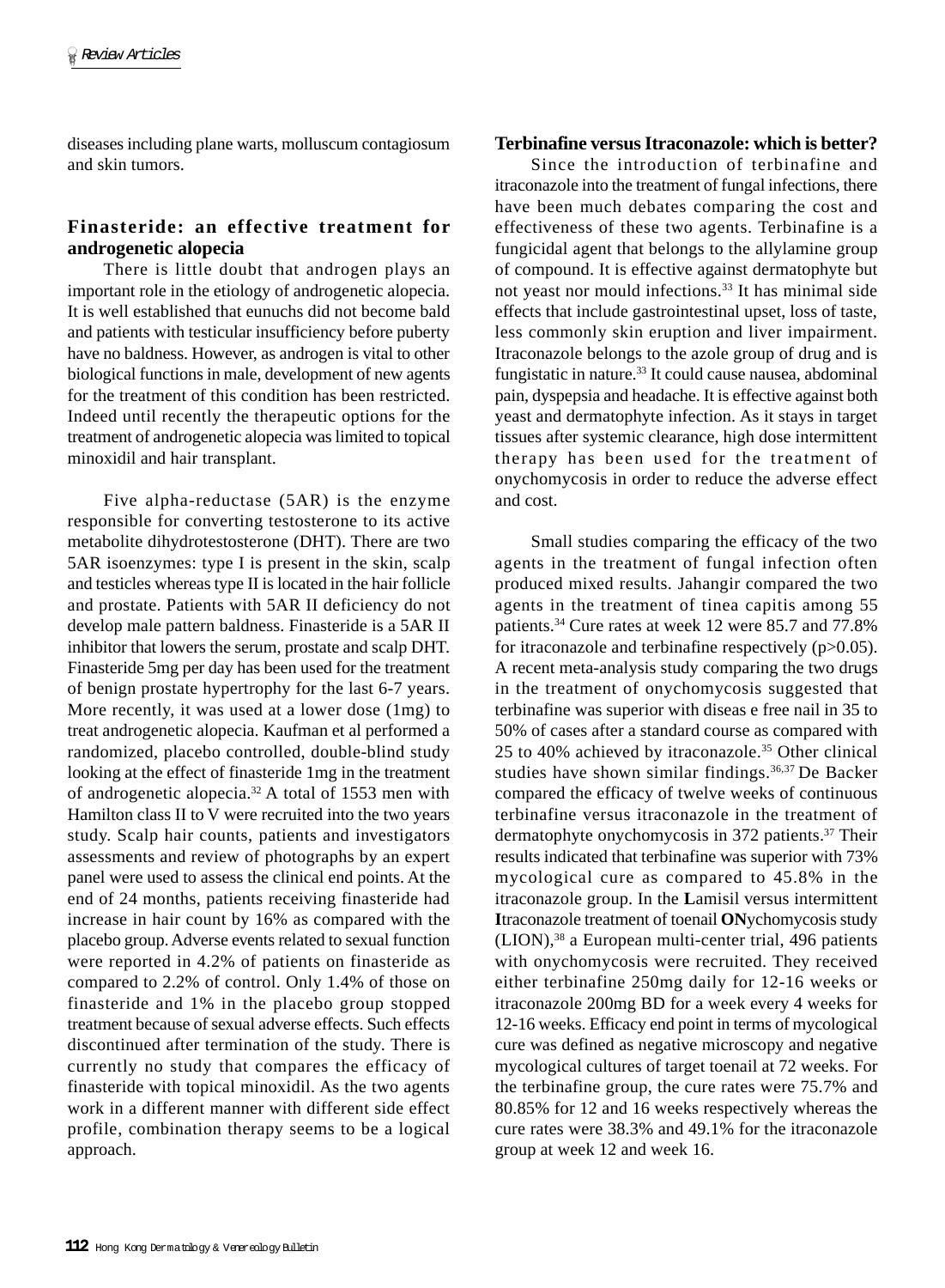diseases including plane warts, molluscum contagiosum and skin tumors.

## Finasteride: an effective treatment for androgenetic alopecia

There is little doubt that androgen plays an important role in the etiology of androgenetic alopecia. It is well established that eunuchs did not become bald and patients with testicular insufficiency before puberty have no baldness. However, as androgen is vital to other biological functions in male, development of new agents for the treatment of this condition has been restricted. Indeed until recently the therapeutic options for the treatment of androgenetic alopecia was limited to topical minoxidil and hair transplant.

Five alpha-reductase (5AR) is the enzyme responsible for converting testosterone to its active metabolite dihydrotestosterone (DHT). There are two 5AR isoenzymes: type I is present in the skin, scalp and testicles whereas type II is located in the hair follicle and prostate. Patients with 5AR II deficiency do not develop male pattern baldness. Finasteride is a 5AR II inhibitor that lowers the serum, prostate and scalp DHT. Finasteride 5mg per day has been used for the treatment of benign prostate hypertrophy for the last 6-7 years. More recently, it was used at a lower dose (1mg) to treat androgenetic alopecia. Kaufman et al performed a randomized, placebo controlled, double-blind study looking at the effect of finasteride 1mg in the treatment of androgenetic alopecia.[32] A total of 1553 men with Hamilton class II to V were recruited into the two years study. Scalp hair counts, patients and investigators assessments and review of photographs by an expert panel were used to assess the clinical end points. At the end of 24 months, patients receiving finasteride had increase in hair count by 16% as compared with the placebo group. Adverse events related to sexual function were reported in 4.2% of patients on finasteride as compared to 2.2% of control. Only 1.4% of those on finasteride and 1% in the placebo group stopped treatment because of sexual adverse effects. Such effects discontinued after termination of the study. There is currently no study that compares the efficacy of finasteride with topical minoxidil. As the two agents work in a different manner with different side effect profile, combination therapy seems to be a logical approach.

## Terbinafine versus Itraconazole: which is better?

Since the introduction of terbinafine and itraconazole into the treatment of fungal infections, there have been much debates comparing the cost and effectiveness of these two agents. Terbinafine is a fungicidal agent that belongs to the allylamine group of compound. It is effective against dermatophyte but not yeast nor mould infections.[33] It has minimal side effects that include gastrointestinal upset, loss of taste, less commonly skin eruption and liver impairment. Itraconazole belongs to the azole group of drug and is fungistatic in nature.[33] It could cause nausea, abdominal pain, dyspepsia and headache. It is effective against both yeast and dermatophyte infection. As it stays in target tissues after systemic clearance, high dose intermittent therapy has been used for the treatment of onychomycosis in order to reduce the adverse effect and cost.

Small studies comparing the efficacy of the two agents in the treatment of fungal infection often produced mixed results. Jahangir compared the two agents in the treatment of tinea capitis among 55 patients.[34] Cure rates at week 12 were 85.7 and 77.8% for itraconazole and terbinafine respectively ($p>0.05$). A recent meta-analysis study comparing the two drugs in the treatment of onychomycosis suggested that terbinafine was superior with diseas e free nail in 35 to 50% of cases after a standard course as compared with 25 to 40% achieved by itraconazole.[35] Other clinical studies have shown similar findings.[36,37] De Backer compared the efficacy of twelve weeks of continuous terbinafine versus itraconazole in the treatment of dermatophyte onychomycosis in 372 patients.[37] Their results indicated that terbinafine was superior with 73% mycological cure as compared to 45.8% in the itraconazole group. In the **L**amisil versus intermittent **I**traconazole treatment of toenail **ON**ychomycosis study (LION),[38] a European multi-center trial, 496 patients with onychomycosis were recruited. They received either terbinafine 250mg daily for 12-16 weeks or itraconazole 200mg BD for a week every 4 weeks for 12-16 weeks. Efficacy end point in terms of mycological cure was defined as negative microscopy and negative mycological cultures of target toenail at 72 weeks. For the terbinafine group, the cure rates were 75.7% and 80.85% for 12 and 16 weeks respectively whereas the cure rates were 38.3% and 49.1% for the itraconazole group at week 12 and week 16.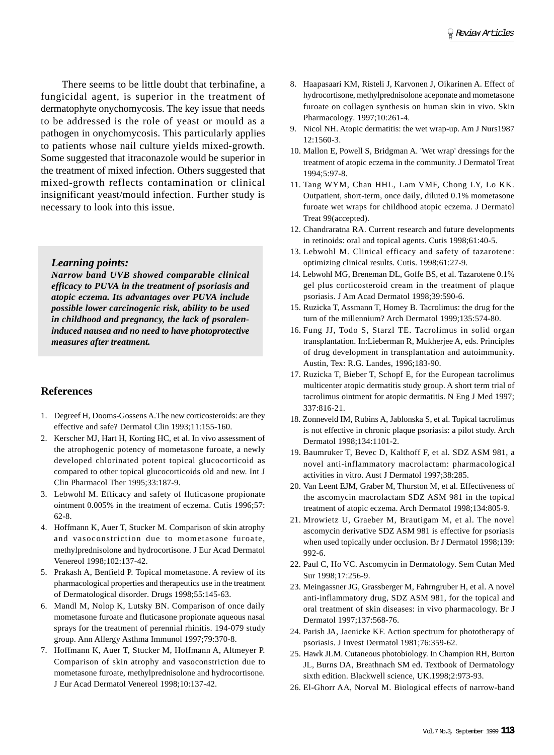There seems to be little doubt that terbinafine, a fungicidal agent, is superior in the treatment of dermatophyte onychomycosis. The key issue that needs to be addressed is the role of yeast or mould as a pathogen in onychomycosis. This particularly applies to patients whose nail culture yields mixed-growth. Some suggested that itraconazole would be superior in the treatment of mixed infection. Others suggested that mixed-growth reflects contamination or clinical insignificant yeast/mould infection. Further study is necessary to look into this issue.

***Learning points:***

***Narrow band UVB showed comparable clinical efficacy to PUVA in the treatment of psoriasis and atopic eczema. Its advantages over PUVA include possible lower carcinogenic risk, ability to be used in childhood and pregnancy, the lack of psoralen-induced nausea and no need to have photoprotective measures after treatment.***

## References

1. Degreef H, Dooms-Gossens A.The new corticosteroids: are they effective and safe? Dermatol Clin 1993;11:155-160.
2. Kerscher MJ, Hart H, Korting HC, et al. In vivo assessment of the atrophogenic potency of mometasone furoate, a newly developed chlorinated potent topical glucocorticoid as compared to other topical glucocorticoids old and new. Int J Clin Pharmacol Ther 1995;33:187-9.
3. Lebwohl M. Efficacy and safety of fluticasone propionate ointment 0.005% in the treatment of eczema. Cutis 1996;57: 62-8.
4. Hoffmann K, Auer T, Stucker M. Comparison of skin atrophy and vasoconstriction due to mometasone furoate, methylprednisolone and hydrocortisone. J Eur Acad Dermatol Venereol 1998;102:137-42.
5. Prakash A, Benfield P. Topical mometasone. A review of its pharmacological properties and therapeutics use in the treatment of Dermatological disorder. Drugs 1998;55:145-63.
6. Mandl M, Nolop K, Lutsky BN. Comparison of once daily mometasone furoate and fluticasone propionate aqueous nasal sprays for the treatment of perennial rhinitis. 194-079 study group. Ann Allergy Asthma Immunol 1997;79:370-8.
7. Hoffmann K, Auer T, Stucker M, Hoffmann A, Altmeyer P. Comparison of skin atrophy and vasoconstriction due to mometasone furoate, methylprednisolone and hydrocortisone. J Eur Acad Dermatol Venereol 1998;10:137-42.
8. Haapasaari KM, Risteli J, Karvonen J, Oikarinen A. Effect of hydrocortisone, methylprednisolone aceponate and mometasone furoate on collagen synthesis on human skin in vivo. Skin Pharmacology. 1997;10:261-4.
9. Nicol NH. Atopic dermatitis: the wet wrap-up. Am J Nurs1987 12:1560-3.
10. Mallon E, Powell S, Bridgman A. 'Wet wrap' dressings for the treatment of atopic eczema in the community. J Dermatol Treat 1994;5:97-8.
11. Tang WYM, Chan HHL, Lam VMF, Chong LY, Lo KK. Outpatient, short-term, once daily, diluted 0.1% mometasone furoate wet wraps for childhood atopic eczema. J Dermatol Treat 99(accepted).
12. Chandraratna RA. Current research and future developments in retinoids: oral and topical agents. Cutis 1998;61:40-5.
13. Lebwohl M. Clinical efficacy and safety of tazarotene: optimizing clinical results. Cutis. 1998;61:27-9.
14. Lebwohl MG, Breneman DL, Goffe BS, et al. Tazarotene 0.1% gel plus corticosteroid cream in the treatment of plaque psoriasis. J Am Acad Dermatol 1998;39:590-6.
15. Ruzicka T, Assmann T, Homey B. Tacrolimus: the drug for the turn of the millennium? Arch Dermatol 1999;135:574-80.
16. Fung JJ, Todo S, Starzl TE. Tacrolimus in solid organ transplantation. In:Lieberman R, Mukherjee A, eds. Principles of drug development in transplantation and autoimmunity. Austin, Tex: R.G. Landes, 1996;183-90.
17. Ruzicka T, Bieber T, Schopf E, for the European tacrolimus multicenter atopic dermatitis study group. A short term trial of tacrolimus ointment for atopic dermatitis. N Eng J Med 1997; 337:816-21.
18. Zonneveld IM, Rubins A, Jablonska S, et al. Topical tacrolimus is not effective in chronic plaque psoriasis: a pilot study. Arch Dermatol 1998;134:1101-2.
19. Baumruker T, Bevec D, Kalthoff F, et al. SDZ ASM 981, a novel anti-inflammatory macrolactam: pharmacological activities in vitro. Aust J Dermatol 1997;38:285.
20. Van Leent EJM, Graber M, Thurston M, et al. Effectiveness of the ascomycin macrolactam SDZ ASM 981 in the topical treatment of atopic eczema. Arch Dermatol 1998;134:805-9.
21. Mrowietz U, Graeber M, Brautigam M, et al. The novel ascomycin derivative SDZ ASM 981 is effective for psoriasis when used topically under occlusion. Br J Dermatol 1998;139: 992-6.
22. Paul C, Ho VC. Ascomycin in Dermatology. Sem Cutan Med Sur 1998;17:256-9.
23. Meingassner JG, Grassberger M, Fahrngruber H, et al. A novel anti-inflammatory drug, SDZ ASM 981, for the topical and oral treatment of skin diseases: in vivo pharmacology. Br J Dermatol 1997;137:568-76.
24. Parish JA, Jaenicke KF. Action spectrum for phototherapy of psoriasis. J Invest Dermatol 1981;76:359-62.
25. Hawk JLM. Cutaneous photobiology. In Champion RH, Burton JL, Burns DA, Breathnach SM ed. Textbook of Dermatology sixth edition. Blackwell science, UK.1998;2:973-93.
26. El-Ghorr AA, Norval M. Biological effects of narrow-band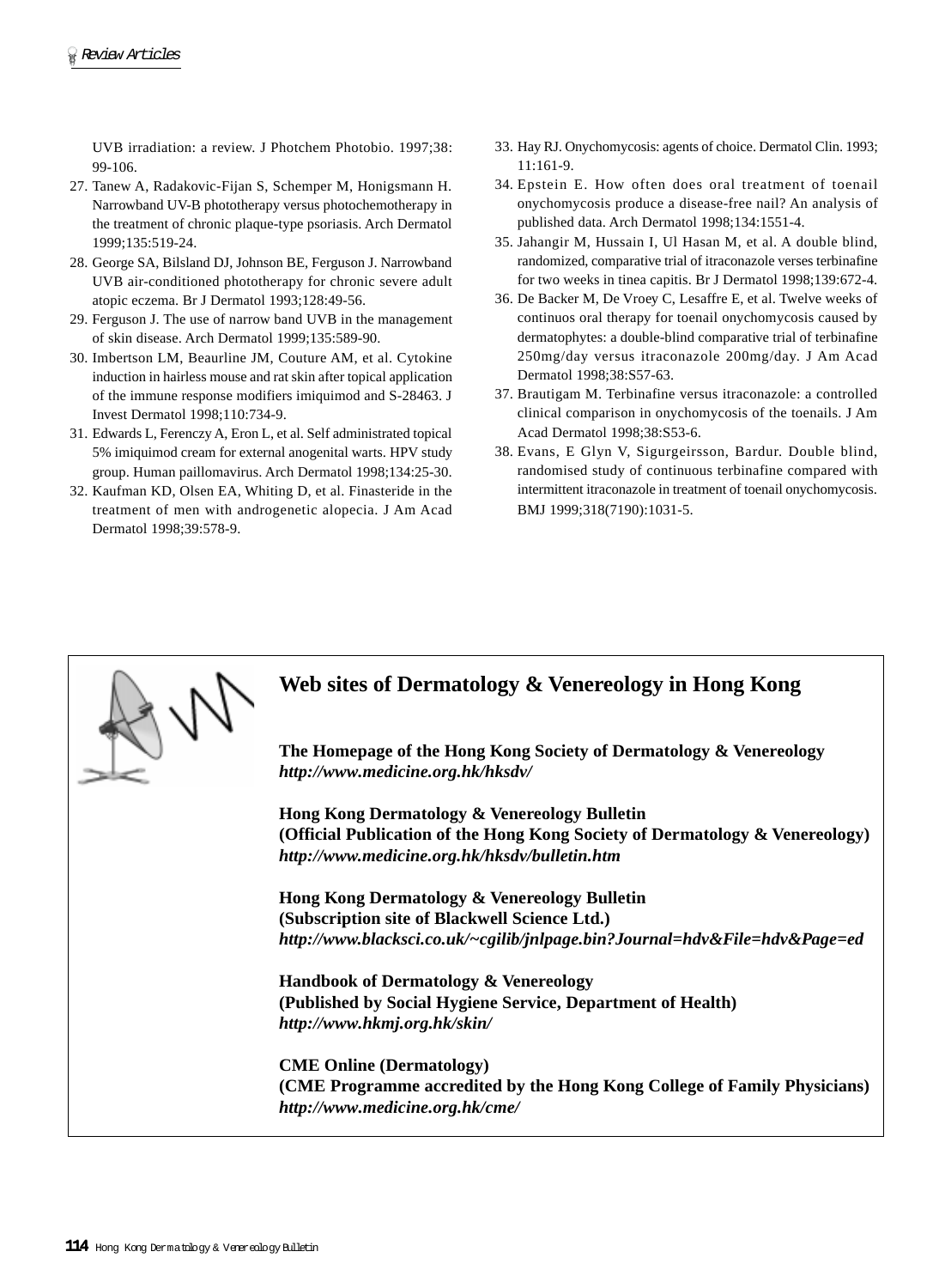UVB irradiation: a review. J Photchem Photobio. 1997;38: 99-106.

27. Tanew A, Radakovic-Fijan S, Schemper M, Honigsmann H. Narrowband UV-B phototherapy versus photochemotherapy in the treatment of chronic plaque-type psoriasis. Arch Dermatol 1999;135:519-24.
28. George SA, Bilsland DJ, Johnson BE, Ferguson J. Narrowband UVB air-conditioned phototherapy for chronic severe adult atopic eczema. Br J Dermatol 1993;128:49-56.
29. Ferguson J. The use of narrow band UVB in the management of skin disease. Arch Dermatol 1999;135:589-90.
30. Imbertson LM, Beaurline JM, Couture AM, et al. Cytokine induction in hairless mouse and rat skin after topical application of the immune response modifiers imiquimod and S-28463. J Invest Dermatol 1998;110:734-9.
31. Edwards L, Ferenczy A, Eron L, et al. Self administrated topical 5% imiquimod cream for external anogenital warts. HPV study group. Human paillomavirus. Arch Dermatol 1998;134:25-30.
32. Kaufman KD, Olsen EA, Whiting D, et al. Finasteride in the treatment of men with androgenetic alopecia. J Am Acad Dermatol 1998;39:578-9.
33. Hay RJ. Onychomycosis: agents of choice. Dermatol Clin. 1993; 11:161-9.
34. Epstein E. How often does oral treatment of toenail onychomycosis produce a disease-free nail? An analysis of published data. Arch Dermatol 1998;134:1551-4.
35. Jahangir M, Hussain I, Ul Hasan M, et al. A double blind, randomized, comparative trial of itraconazole verses terbinafine for two weeks in tinea capitis. Br J Dermatol 1998;139:672-4.
36. De Backer M, De Vroey C, Lesaffre E, et al. Twelve weeks of continuos oral therapy for toenail onychomycosis caused by dermatophytes: a double-blind comparative trial of terbinafine 250mg/day versus itraconazole 200mg/day. J Am Acad Dermatol 1998;38:S57-63.
37. Brautigam M. Terbinafine versus itraconazole: a controlled clinical comparison in onychomycosis of the toenails. J Am Acad Dermatol 1998;38:S53-6.
38. Evans, E Glyn V, Sigurgeirsson, Bardur. Double blind, randomised study of continuous terbinafine compared with intermittent itraconazole in treatment of toenail onychomycosis. BMJ 1999;318(7190):1031-5.

## Web sites of Dermatology & Venereology in Hong Kong

**The Homepage of the Hong Kong Society of Dermatology & Venereology**
***http://www.medicine.org.hk/hksdv/***

**Hong Kong Dermatology & Venereology Bulletin**
**(Official Publication of the Hong Kong Society of Dermatology & Venereology)**
***http://www.medicine.org.hk/hksdv/bulletin.htm***

**Hong Kong Dermatology & Venereology Bulletin**
**(Subscription site of Blackwell Science Ltd.)**
***http://www.blacksci.co.uk/~cgilib/jnlpage.bin?Journal=hdv&File=hdv&Page=ed***

**Handbook of Dermatology & Venereology**
**(Published by Social Hygiene Service, Department of Health)**
***http://www.hkmj.org.hk/skin/***

**CME Online (Dermatology)**
**(CME Programme accredited by the Hong Kong College of Family Physicians)**
***http://www.medicine.org.hk/cme/***